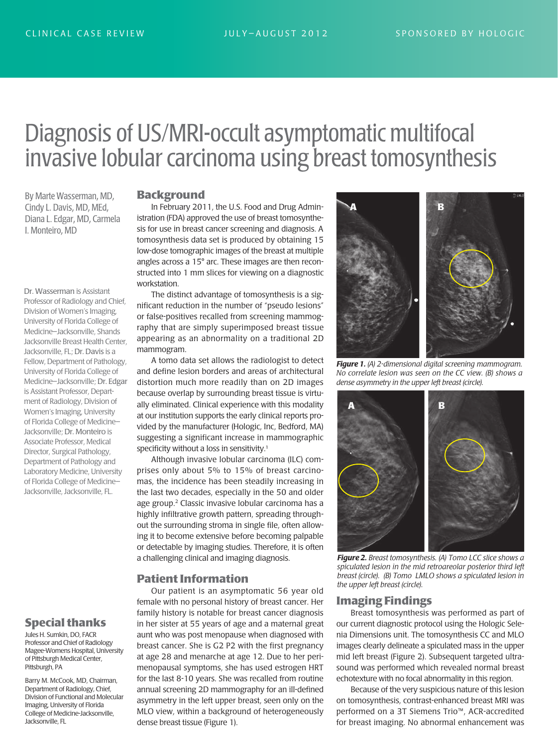# Diagnosis of US/MRI-occult asymptomatic multifocal invasive lobular carcinoma using breast tomosynthesis

By Marte Wasserman, MD, Cindy L. Davis, MD, MEd, Diana L. Edgar, MD, Carmela I. Monteiro, MD

Dr. Wasserman is Assistant Professor of Radiology and Chief, Division of Women's Imaging, University of Florida College of Medicine–Jacksonville, Shands Jacksonville Breast Health Center, Jacksonville, FL; Dr. Davis is a Fellow, Department of Pathology, University of Florida College of Medicine–Jacksonville; Dr. Edgar is Assistant Professor, Department of Radiology, Division of Women's Imaging, University of Florida College of Medicine–Jacksonville; Dr. Monteiro is Associate Professor, Medical Director, Surgical Pathology, Department of Pathology and Laboratory Medicine, University of Florida College of Medicine–Jacksonville, Jacksonville, FL.

## Background

In February 2011, the U.S. Food and Drug Administration (FDA) approved the use of breast tomosynthesis for use in breast cancer screening and diagnosis. A tomosynthesis data set is produced by obtaining 15 low-dose tomographic images of the breast at multiple angles across a 15° arc. These images are then reconstructed into 1 mm slices for viewing on a diagnostic workstation.

The distinct advantage of tomosynthesis is a significant reduction in the number of "pseudo lesions" or false-positives recalled from screening mammography that are simply superimposed breast tissue appearing as an abnormality on a traditional 2D mammogram.

A tomo data set allows the radiologist to detect and define lesion borders and areas of architectural distortion much more readily than on 2D images because overlap by surrounding breast tissue is virtually eliminated. Clinical experience with this modality at our institution supports the early clinical reports provided by the manufacturer (Hologic, Inc, Bedford, MA) suggesting a significant increase in mammographic specificity without a loss in sensitivity.[1]

Although invasive lobular carcinoma (ILC) comprises only about 5% to 15% of breast carcinomas, the incidence has been steadily increasing in the last two decades, especially in the 50 and older age group.[2] Classic invasive lobular carcinoma has a highly infiltrative growth pattern, spreading throughout the surrounding stroma in single file, often allowing it to become extensive before becoming palpable or detectable by imaging studies. Therefore, it is often a challenging clinical and imaging diagnosis.

## Patient Information

Our patient is an asymptomatic 56 year old female with no personal history of breast cancer. Her family history is notable for breast cancer diagnosis in her sister at 55 years of age and a maternal great aunt who was post menopause when diagnosed with breast cancer. She is G2 P2 with the first pregnancy at age 28 and menarche at age 12. Due to her perimenopausal symptoms, she has used estrogen HRT for the last 8-10 years. She was recalled from routine annual screening 2D mammography for an ill-defined asymmetry in the left upper breast, seen only on the MLO view, within a background of heterogeneously dense breast tissue (Figure 1).

***Figure 1.*** *(A) 2-dimensional digital screening mammogram. No correlate lesion was seen on the CC view. (B) shows a dense asymmetry in the upper left breast (circle).*

***Figure 2.*** *Breast tomosynthesis. (A) Tomo LCC slice shows a spiculated lesion in the mid retroareolar posterior third left breast (circle). (B) Tomo LMLO shows a spiculated lesion in the upper left breast (circle).*

## Imaging Findings

Breast tomosynthesis was performed as part of our current diagnostic protocol using the Hologic Selenia Dimensions unit. The tomosynthesis CC and MLO images clearly delineate a spiculated mass in the upper mid left breast (Figure 2). Subsequent targeted ultrasound was performed which revealed normal breast echotexture with no focal abnormality in this region.

Because of the very suspicious nature of this lesion on tomosynthesis, contrast-enhanced breast MRI was performed on a 3T Siemens Trio™, ACR-accredited for breast imaging. No abnormal enhancement was

## Special thanks

Jules H. Sumkin, DO, FACR
Professor and Chief of Radiology
Magee-Womens Hospital, University of Pittsburgh Medical Center, Pittsburgh, PA

Barry M. McCook, MD, Chairman, Department of Radiology, Chief, Division of Functional and Molecular Imaging, University of Florida College of Medicine-Jacksonville, Jacksonville, FL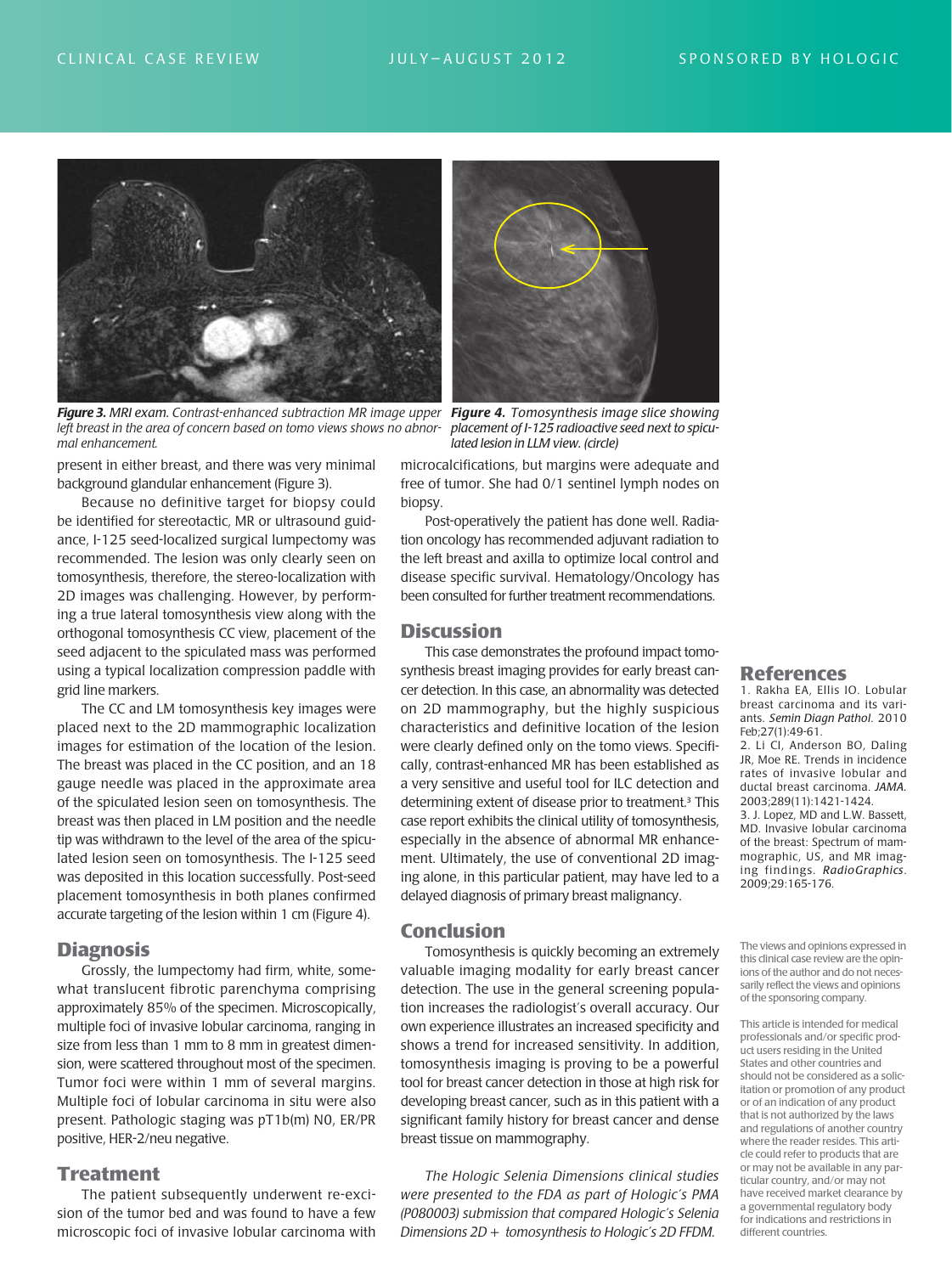*Figure 3.* *MRI exam. Contrast-enhanced subtraction MR image upper left breast in the area of concern based on tomo views shows no abnormal enhancement.*

*Figure 4.* *Tomosynthesis image slice showing placement of I-125 radioactive seed next to spiculated lesion in LLM view. (circle)*

present in either breast, and there was very minimal background glandular enhancement (Figure 3).

Because no definitive target for biopsy could be identified for stereotactic, MR or ultrasound guidance, I-125 seed-localized surgical lumpectomy was recommended. The lesion was only clearly seen on tomosynthesis, therefore, the stereo-localization with 2D images was challenging. However, by performing a true lateral tomosynthesis view along with the orthogonal tomosynthesis CC view, placement of the seed adjacent to the spiculated mass was performed using a typical localization compression paddle with grid line markers.

The CC and LM tomosynthesis key images were placed next to the 2D mammographic localization images for estimation of the location of the lesion. The breast was placed in the CC position, and an 18 gauge needle was placed in the approximate area of the spiculated lesion seen on tomosynthesis. The breast was then placed in LM position and the needle tip was withdrawn to the level of the area of the spiculated lesion seen on tomosynthesis. The I-125 seed was deposited in this location successfully. Post-seed placement tomosynthesis in both planes confirmed accurate targeting of the lesion within 1 cm (Figure 4).

## Diagnosis

Grossly, the lumpectomy had firm, white, somewhat translucent fibrotic parenchyma comprising approximately 85% of the specimen. Microscopically, multiple foci of invasive lobular carcinoma, ranging in size from less than 1 mm to 8 mm in greatest dimension, were scattered throughout most of the specimen. Tumor foci were within 1 mm of several margins. Multiple foci of lobular carcinoma in situ were also present. Pathologic staging was pT1b(m) N0, ER/PR positive, HER-2/neu negative.

## Treatment

The patient subsequently underwent re-excision of the tumor bed and was found to have a few microscopic foci of invasive lobular carcinoma with microcalcifications, but margins were adequate and free of tumor. She had 0/1 sentinel lymph nodes on biopsy.

Post-operatively the patient has done well. Radiation oncology has recommended adjuvant radiation to the left breast and axilla to optimize local control and disease specific survival. Hematology/Oncology has been consulted for further treatment recommendations.

## Discussion

This case demonstrates the profound impact tomosynthesis breast imaging provides for early breast cancer detection. In this case, an abnormality was detected on 2D mammography, but the highly suspicious characteristics and definitive location of the lesion were clearly defined only on the tomo views. Specifically, contrast-enhanced MR has been established as a very sensitive and useful tool for ILC detection and determining extent of disease prior to treatment.[3] This case report exhibits the clinical utility of tomosynthesis, especially in the absence of abnormal MR enhancement. Ultimately, the use of conventional 2D imaging alone, in this particular patient, may have led to a delayed diagnosis of primary breast malignancy.

## Conclusion

Tomosynthesis is quickly becoming an extremely valuable imaging modality for early breast cancer detection. The use in the general screening population increases the radiologist's overall accuracy. Our own experience illustrates an increased specificity and shows a trend for increased sensitivity. In addition, tomosynthesis imaging is proving to be a powerful tool for breast cancer detection in those at high risk for developing breast cancer, such as in this patient with a significant family history for breast cancer and dense breast tissue on mammography.

*The Hologic Selenia Dimensions clinical studies were presented to the FDA as part of Hologic's PMA (P080003) submission that compared Hologic's Selenia Dimensions 2D + tomosynthesis to Hologic's 2D FFDM.*

## References

1. Rakha EA, Ellis IO. Lobular breast carcinoma and its variants. *Semin Diagn Pathol*. 2010 Feb;27(1):49-61.
2. Li CI, Anderson BO, Daling JR, Moe RE. Trends in incidence rates of invasive lobular and ductal breast carcinoma. *JAMA*. 2003;289(11):1421-1424.
3. J. Lopez, MD and L.W. Bassett, MD. Invasive lobular carcinoma of the breast: Spectrum of mammographic, US, and MR imaging findings. *RadioGraphics*. 2009;29:165-176.

The views and opinions expressed in this clinical case review are the opinions of the author and do not necessarily reflect the views and opinions of the sponsoring company.

This article is intended for medical professionals and/or specific product users residing in the United States and other countries and should not be considered as a solicitation or promotion of any product or of an indication of any product that is not authorized by the laws and regulations of another country where the reader resides. This article could refer to products that are or may not be available in any particular country, and/or may not have received market clearance by a governmental regulatory body for indications and restrictions in different countries.